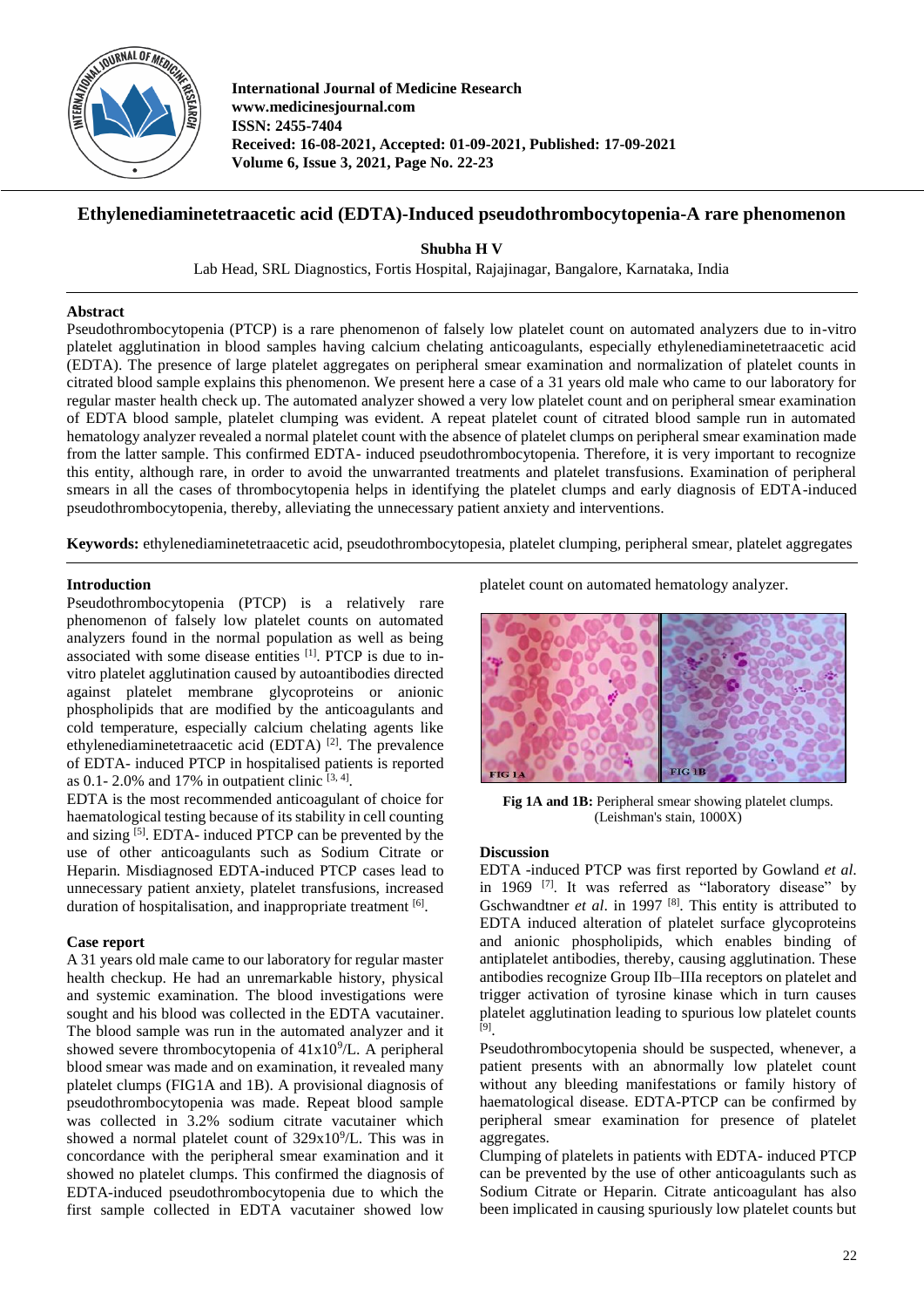# Ethylenediaminetetraacetic acid (EDTA)-Induced pseudothrombocytopenia-A rare phenomenon

**Shubha H V**

Lab Head, SRL Diagnostics, Fortis Hospital, Rajajinagar, Bangalore, Karnataka, India

## Abstract

Pseudothrombocytopenia (PTCP) is a rare phenomenon of falsely low platelet count on automated analyzers due to in-vitro platelet agglutination in blood samples having calcium chelating anticoagulants, especially ethylenediaminetetraacetic acid (EDTA). The presence of large platelet aggregates on peripheral smear examination and normalization of platelet counts in citrated blood sample explains this phenomenon. We present here a case of a 31 years old male who came to our laboratory for regular master health check up. The automated analyzer showed a very low platelet count and on peripheral smear examination of EDTA blood sample, platelet clumping was evident. A repeat platelet count of citrated blood sample run in automated hematology analyzer revealed a normal platelet count with the absence of platelet clumps on peripheral smear examination made from the latter sample. This confirmed EDTA- induced pseudothrombocytopenia. Therefore, it is very important to recognize this entity, although rare, in order to avoid the unwarranted treatments and platelet transfusions. Examination of peripheral smears in all the cases of thrombocytopenia helps in identifying the platelet clumps and early diagnosis of EDTA-induced pseudothrombocytopenia, thereby, alleviating the unnecessary patient anxiety and interventions.

**Keywords:** ethylenediaminetetraacetic acid, pseudothrombocytopesia, platelet clumping, peripheral smear, platelet aggregates

## Introduction

Pseudothrombocytopenia (PTCP) is a relatively rare phenomenon of falsely low platelet counts on automated analyzers found in the normal population as well as being associated with some disease entities [1]. PTCP is due to in-vitro platelet agglutination caused by autoantibodies directed against platelet membrane glycoproteins or anionic phospholipids that are modified by the anticoagulants and cold temperature, especially calcium chelating agents like ethylenediaminetetraacetic acid (EDTA) [2]. The prevalence of EDTA- induced PTCP in hospitalised patients is reported as 0.1- 2.0% and 17% in outpatient clinic [3, 4].

EDTA is the most recommended anticoagulant of choice for haematological testing because of its stability in cell counting and sizing [5]. EDTA- induced PTCP can be prevented by the use of other anticoagulants such as Sodium Citrate or Heparin. Misdiagnosed EDTA-induced PTCP cases lead to unnecessary patient anxiety, platelet transfusions, increased duration of hospitalisation, and inappropriate treatment [6].

## Case report

A 31 years old male came to our laboratory for regular master health checkup. He had an unremarkable history, physical and systemic examination. The blood investigations were sought and his blood was collected in the EDTA vacutainer. The blood sample was run in the automated analyzer and it showed severe thrombocytopenia of $41 \times 10^9$/L. A peripheral blood smear was made and on examination, it revealed many platelet clumps (FIG1A and 1B). A provisional diagnosis of pseudothrombocytopenia was made. Repeat blood sample was collected in 3.2% sodium citrate vacutainer which showed a normal platelet count of $329 \times 10^9$/L. This was in concordance with the peripheral smear examination and it showed no platelet clumps. This confirmed the diagnosis of EDTA-induced pseudothrombocytopenia due to which the first sample collected in EDTA vacutainer showed low platelet count on automated hematology analyzer.

**Fig 1A and 1B:** Peripheral smear showing platelet clumps. (Leishman's stain, 1000X)

## Discussion

EDTA -induced PTCP was first reported by Gowland *et al*. in 1969 [7]. It was referred as "laboratory disease" by Gschwandtner *et al*. in 1997 [8]. This entity is attributed to EDTA induced alteration of platelet surface glycoproteins and anionic phospholipids, which enables binding of antiplatelet antibodies, thereby, causing agglutination. These antibodies recognize Group IIb–IIIa receptors on platelet and trigger activation of tyrosine kinase which in turn causes platelet agglutination leading to spurious low platelet counts [9].

Pseudothrombocytopenia should be suspected, whenever, a patient presents with an abnormally low platelet count without any bleeding manifestations or family history of haematological disease. EDTA-PTCP can be confirmed by peripheral smear examination for presence of platelet aggregates.

Clumping of platelets in patients with EDTA- induced PTCP can be prevented by the use of other anticoagulants such as Sodium Citrate or Heparin. Citrate anticoagulant has also been implicated in causing spuriously low platelet counts but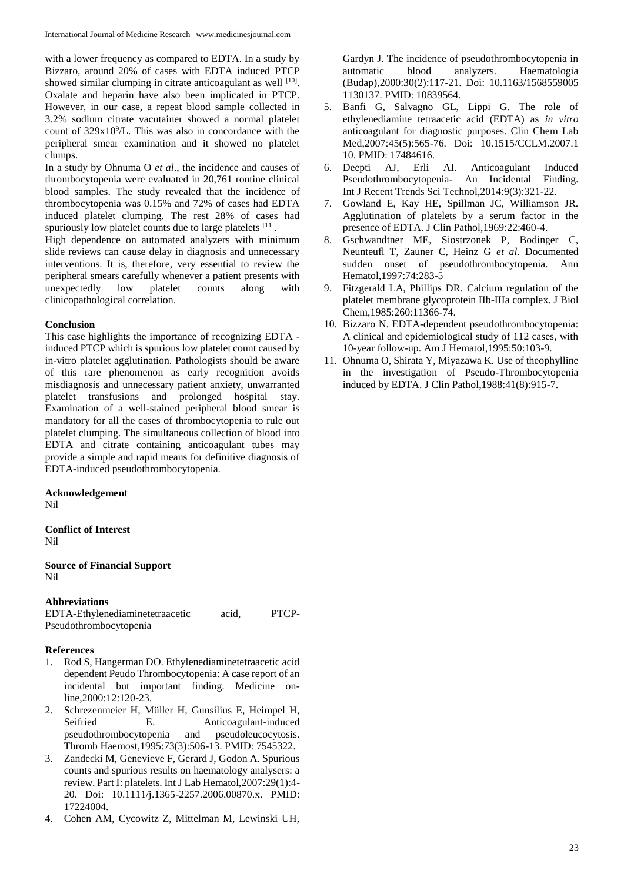with a lower frequency as compared to EDTA. In a study by Bizzaro, around 20% of cases with EDTA induced PTCP showed similar clumping in citrate anticoagulant as well [10]. Oxalate and heparin have also been implicated in PTCP. However, in our case, a repeat blood sample collected in 3.2% sodium citrate vacutainer showed a normal platelet count of $329x10^9$/L. This was also in concordance with the peripheral smear examination and it showed no platelet clumps.

In a study by Ohnuma O *et al*., the incidence and causes of thrombocytopenia were evaluated in 20,761 routine clinical blood samples. The study revealed that the incidence of thrombocytopenia was 0.15% and 72% of cases had EDTA induced platelet clumping. The rest 28% of cases had spuriously low platelet counts due to large platelets [11].

High dependence on automated analyzers with minimum slide reviews can cause delay in diagnosis and unnecessary interventions. It is, therefore, very essential to review the peripheral smears carefully whenever a patient presents with unexpectedly low platelet counts along with clinicopathological correlation.

## Conclusion

This case highlights the importance of recognizing EDTA - induced PTCP which is spurious low platelet count caused by in-vitro platelet agglutination. Pathologists should be aware of this rare phenomenon as early recognition avoids misdiagnosis and unnecessary patient anxiety, unwarranted platelet transfusions and prolonged hospital stay. Examination of a well-stained peripheral blood smear is mandatory for all the cases of thrombocytopenia to rule out platelet clumping. The simultaneous collection of blood into EDTA and citrate containing anticoagulant tubes may provide a simple and rapid means for definitive diagnosis of EDTA-induced pseudothrombocytopenia.

## Acknowledgement

Nil

## Conflict of Interest

Nil

## Source of Financial Support

Nil

## Abbreviations

EDTA-Ethylenediaminetetraacetic acid, PTCP-Pseudothrombocytopenia

## References

1. Rod S, Hangerman DO. Ethylenediaminetetraacetic acid dependent Peudo Thrombocytopenia: A case report of an incidental but important finding. Medicine on-line,2000:12:120-23.
2. Schrezenmeier H, Müller H, Gunsilius E, Heimpel H, Seifried E. Anticoagulant-induced pseudothrombocytopenia and pseudoleucocytosis. Thromb Haemost,1995:73(3):506-13. PMID: 7545322.
3. Zandecki M, Genevieve F, Gerard J, Godon A. Spurious counts and spurious results on haematology analysers: a review. Part I: platelets. Int J Lab Hematol,2007:29(1):4-20. Doi: 10.1111/j.1365-2257.2006.00870.x. PMID: 17224004.
4. Cohen AM, Cycowitz Z, Mittelman M, Lewinski UH, Gardyn J. The incidence of pseudothrombocytopenia in automatic blood analyzers. Haematologia (Budap),2000:30(2):117-21. Doi: 10.1163/1568559005 1130137. PMID: 10839564.
5. Banfi G, Salvagno GL, Lippi G. The role of ethylenediamine tetraacetic acid (EDTA) as *in vitro* anticoagulant for diagnostic purposes. Clin Chem Lab Med,2007:45(5):565-76. Doi: 10.1515/CCLM.2007.1 10. PMID: 17484616.
6. Deepti AJ, Erli AI. Anticoagulant Induced Pseudothrombocytopenia- An Incidental Finding. Int J Recent Trends Sci Technol,2014:9(3):321-22.
7. Gowland E, Kay HE, Spillman JC, Williamson JR. Agglutination of platelets by a serum factor in the presence of EDTA. J Clin Pathol,1969:22:460-4.
8. Gschwandtner ME, Siostrzonek P, Bodinger C, Neunteufl T, Zauner C, Heinz G *et al*. Documented sudden onset of pseudothrombocytopenia. Ann Hematol,1997:74:283-5
9. Fitzgerald LA, Phillips DR. Calcium regulation of the platelet membrane glycoprotein IIb-IIIa complex. J Biol Chem,1985:260:11366-74.
10. Bizzaro N. EDTA-dependent pseudothrombocytopenia: A clinical and epidemiological study of 112 cases, with 10-year follow-up. Am J Hematol,1995:50:103-9.
11. Ohnuma O, Shirata Y, Miyazawa K. Use of theophylline in the investigation of Pseudo-Thrombocytopenia induced by EDTA. J Clin Pathol,1988:41(8):915-7.